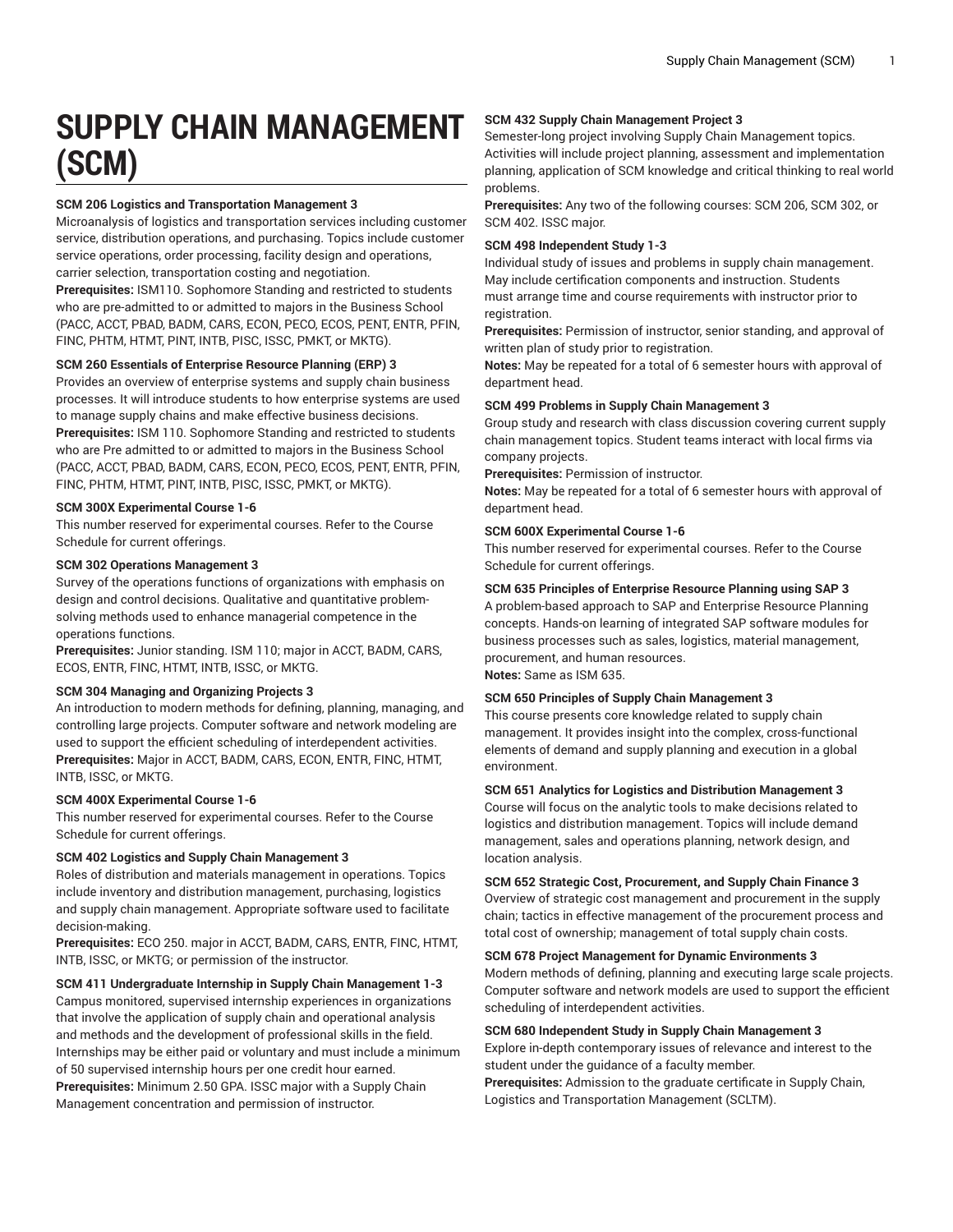# SUPPLY CHAIN MANAGEMENT (SCM)

**SCM 206 Logistics and Transportation Management 3**

Microanalysis of logistics and transportation services including customer service, distribution operations, and purchasing. Topics include customer service operations, order processing, facility design and operations, carrier selection, transportation costing and negotiation.

**Prerequisites:** ISM110. Sophomore Standing and restricted to students who are pre-admitted to or admitted to majors in the Business School (PACC, ACCT, PBAD, BADM, CARS, ECON, PECO, ECOS, PENT, ENTR, PFIN, FINC, PHTM, HTMT, PINT, INTB, PISC, ISSC, PMKT, or MKTG).

**SCM 260 Essentials of Enterprise Resource Planning (ERP) 3**

Provides an overview of enterprise systems and supply chain business processes. It will introduce students to how enterprise systems are used to manage supply chains and make effective business decisions.

**Prerequisites:** ISM 110. Sophomore Standing and restricted to students who are Pre admitted to or admitted to majors in the Business School (PACC, ACCT, PBAD, BADM, CARS, ECON, PECO, ECOS, PENT, ENTR, PFIN, FINC, PHTM, HTMT, PINT, INTB, PISC, ISSC, PMKT, or MKTG).

**SCM 300X Experimental Course 1-6**

This number reserved for experimental courses. Refer to the Course Schedule for current offerings.

**SCM 302 Operations Management 3**

Survey of the operations functions of organizations with emphasis on design and control decisions. Qualitative and quantitative problem-solving methods used to enhance managerial competence in the operations functions.

**Prerequisites:** Junior standing. ISM 110; major in ACCT, BADM, CARS, ECOS, ENTR, FINC, HTMT, INTB, ISSC, or MKTG.

**SCM 304 Managing and Organizing Projects 3**

An introduction to modern methods for defining, planning, managing, and controlling large projects. Computer software and network modeling are used to support the efficient scheduling of interdependent activities.

**Prerequisites:** Major in ACCT, BADM, CARS, ECON, ENTR, FINC, HTMT, INTB, ISSC, or MKTG.

**SCM 400X Experimental Course 1-6**

This number reserved for experimental courses. Refer to the Course Schedule for current offerings.

**SCM 402 Logistics and Supply Chain Management 3**

Roles of distribution and materials management in operations. Topics include inventory and distribution management, purchasing, logistics and supply chain management. Appropriate software used to facilitate decision-making.

**Prerequisites:** ECO 250. major in ACCT, BADM, CARS, ENTR, FINC, HTMT, INTB, ISSC, or MKTG; or permission of the instructor.

**SCM 411 Undergraduate Internship in Supply Chain Management 1-3**

Campus monitored, supervised internship experiences in organizations that involve the application of supply chain and operational analysis and methods and the development of professional skills in the field. Internships may be either paid or voluntary and must include a minimum of 50 supervised internship hours per one credit hour earned.

**Prerequisites:** Minimum 2.50 GPA. ISSC major with a Supply Chain Management concentration and permission of instructor.

**SCM 432 Supply Chain Management Project 3**

Semester-long project involving Supply Chain Management topics. Activities will include project planning, assessment and implementation planning, application of SCM knowledge and critical thinking to real world problems.

**Prerequisites:** Any two of the following courses: SCM 206, SCM 302, or SCM 402. ISSC major.

**SCM 498 Independent Study 1-3**

Individual study of issues and problems in supply chain management. May include certification components and instruction. Students must arrange time and course requirements with instructor prior to registration.

**Prerequisites:** Permission of instructor, senior standing, and approval of written plan of study prior to registration.

**Notes:** May be repeated for a total of 6 semester hours with approval of department head.

**SCM 499 Problems in Supply Chain Management 3**

Group study and research with class discussion covering current supply chain management topics. Student teams interact with local firms via company projects.

**Prerequisites:** Permission of instructor.

**Notes:** May be repeated for a total of 6 semester hours with approval of department head.

**SCM 600X Experimental Course 1-6**

This number reserved for experimental courses. Refer to the Course Schedule for current offerings.

**SCM 635 Principles of Enterprise Resource Planning using SAP 3**

A problem-based approach to SAP and Enterprise Resource Planning concepts. Hands-on learning of integrated SAP software modules for business processes such as sales, logistics, material management, procurement, and human resources.

**Notes:** Same as ISM 635.

**SCM 650 Principles of Supply Chain Management 3**

This course presents core knowledge related to supply chain management. It provides insight into the complex, cross-functional elements of demand and supply planning and execution in a global environment.

**SCM 651 Analytics for Logistics and Distribution Management 3**

Course will focus on the analytic tools to make decisions related to logistics and distribution management. Topics will include demand management, sales and operations planning, network design, and location analysis.

**SCM 652 Strategic Cost, Procurement, and Supply Chain Finance 3**

Overview of strategic cost management and procurement in the supply chain; tactics in effective management of the procurement process and total cost of ownership; management of total supply chain costs.

**SCM 678 Project Management for Dynamic Environments 3**

Modern methods of defining, planning and executing large scale projects. Computer software and network models are used to support the efficient scheduling of interdependent activities.

**SCM 680 Independent Study in Supply Chain Management 3**

Explore in-depth contemporary issues of relevance and interest to the student under the guidance of a faculty member.

**Prerequisites:** Admission to the graduate certificate in Supply Chain, Logistics and Transportation Management (SCLTM).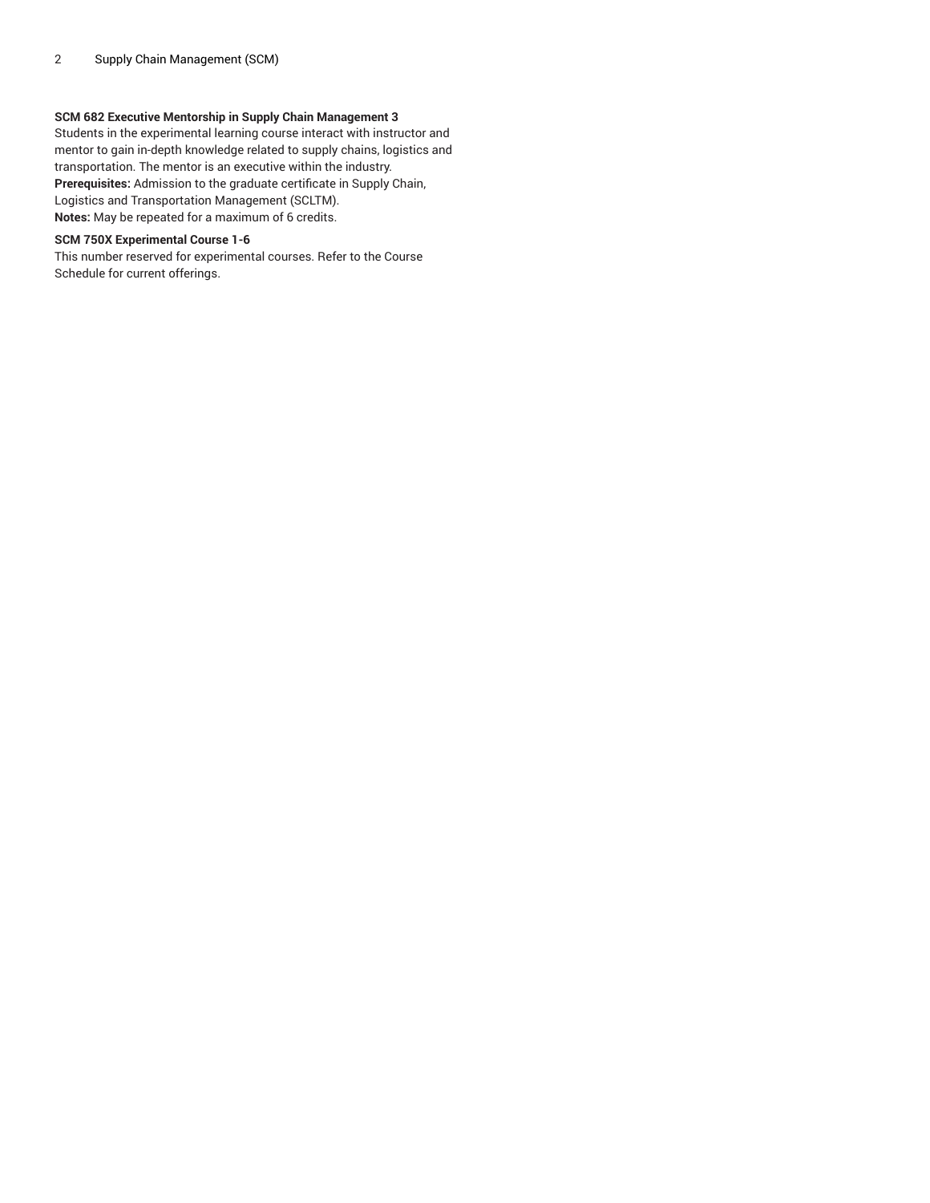**SCM 682 Executive Mentorship in Supply Chain Management 3**
Students in the experimental learning course interact with instructor and mentor to gain in-depth knowledge related to supply chains, logistics and transportation. The mentor is an executive within the industry.
**Prerequisites:** Admission to the graduate certificate in Supply Chain, Logistics and Transportation Management (SCLTM).
**Notes:** May be repeated for a maximum of 6 credits.

**SCM 750X Experimental Course 1-6**
This number reserved for experimental courses. Refer to the Course Schedule for current offerings.